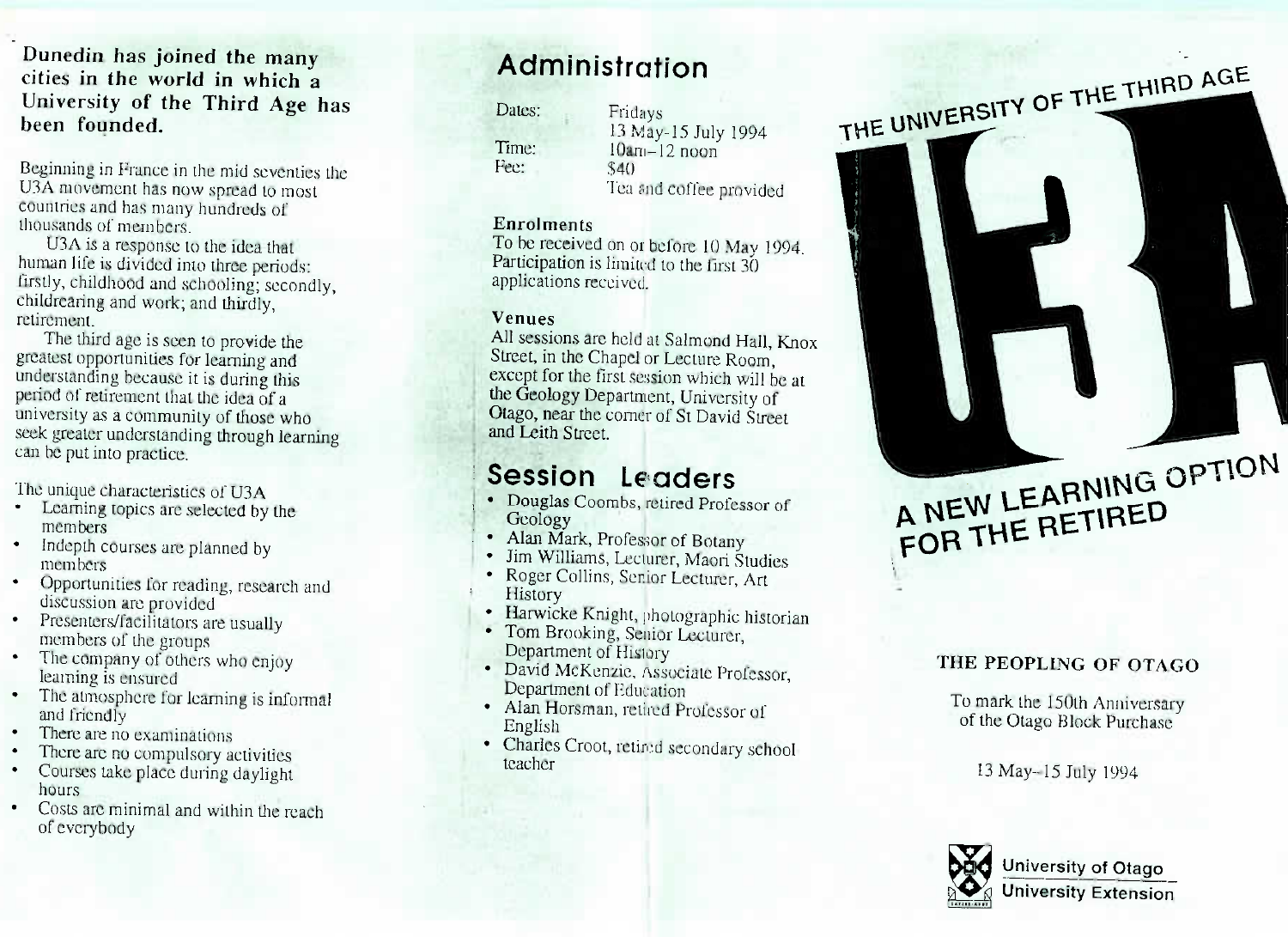**Dunedin has joined the many cities in the world in which a University of the Third Age has been founded.**

Beginning in France in the mid seventies the U3A movement has now spread to most countries and has many hundreds of thousands of members.

U3A is a response to the idea that human life is divided into three periods: firstly, childhood and schooling; secondly, childrearing and work; and thirdly, retirement.

The third age is seen to provide the greatest opportunities for learning and understanding because it is during this period of retirement that the idea of a university as a community of those who seek greater understanding through learning can be put into practice.

The unique characteristics of U3A

- Learning topics are selected by the members
- Indepth courses are planned by members
- Opportunities for reading, research and discussion are provided
- Presenters/facilitators are usually members of the groups
- The company of others who enjoy learning is ensured
- The atmosphere for learning is informal and friendly
- There are no examinations
- There are no compulsory activities
- Courses take place during daylight hours
- Costs are minimal and within the reach of everybody

## Administration

Dates: Fridays
13 May-15 July 1994

Time: 10am–12 noon

Fee: $40
Tea and coffee provided

**Enrolments**

To be received on or before 10 May 1994. Participation is limited to the first 30 applications received.

**Venues**

All sessions are held at Salmond Hall, Knox Street, in the Chapel or Lecture Room, except for the first session which will be at the Geology Department, University of Otago, near the corner of St David Street and Leith Street.

## Session Leaders

- Douglas Coombs, retired Professor of Geology
- Alan Mark, Professor of Botany
- Jim Williams, Lecturer, Maori Studies
- Roger Collins, Senior Lecturer, Art History
- Harwicke Knight, photographic historian
- Tom Brooking, Senior Lecturer, Department of History
- David McKenzie, Associate Professor, Department of Education
- Alan Horsman, retired Professor of English
- Charles Croot, retired secondary school teacher

# THE UNIVERSITY OF THE THIRD AGE

# U3A

## A NEW LEARNING OPTION FOR THE RETIRED

### THE PEOPLING OF OTAGO

To mark the 150th Anniversary of the Otago Block Purchase

13 May–15 July 1994

University of Otago
University Extension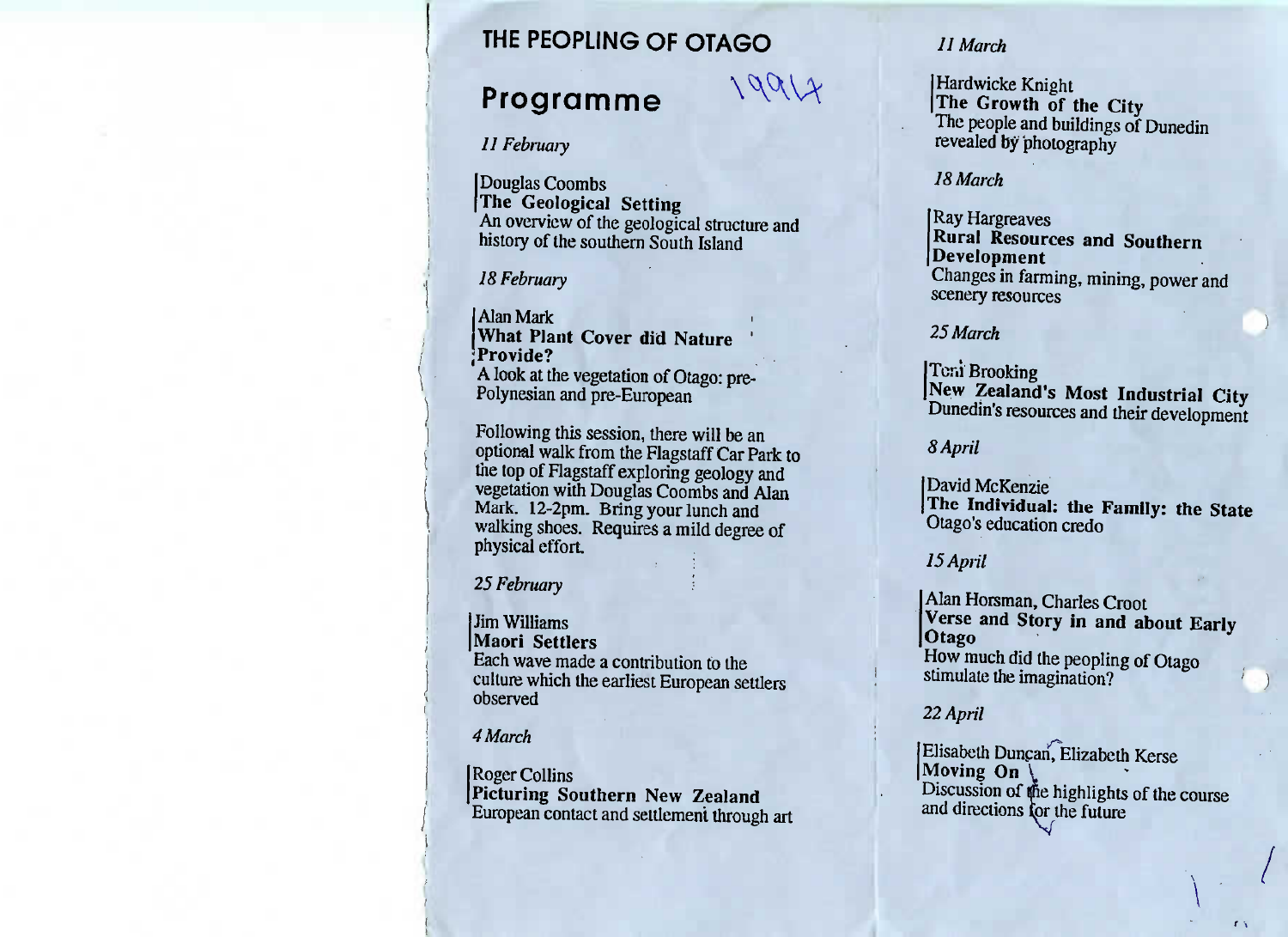# THE PEOPLING OF OTAGO

## Programme

1994

*11 February*

Douglas Coombs
**The Geological Setting**
An overview of the geological structure and history of the southern South Island

*18 February*

Alan Mark
**What Plant Cover did Nature Provide?**
A look at the vegetation of Otago: pre-Polynesian and pre-European

Following this session, there will be an optional walk from the Flagstaff Car Park to the top of Flagstaff exploring geology and vegetation with Douglas Coombs and Alan Mark. 12-2pm. Bring your lunch and walking shoes. Requires a mild degree of physical effort.

*25 February*

Jim Williams
**Maori Settlers**
Each wave made a contribution to the culture which the earliest European settlers observed

*4 March*

Roger Collins
**Picturing Southern New Zealand**
European contact and settlement through art

*11 March*

Hardwicke Knight
**The Growth of the City**
The people and buildings of Dunedin revealed by photography

*18 March*

Ray Hargreaves
**Rural Resources and Southern Development**
Changes in farming, mining, power and scenery resources

*25 March*

Toni Brooking
**New Zealand's Most Industrial City**
Dunedin's resources and their development

*8 April*

David McKenzie
**The Individual: the Family: the State**
Otago's education credo

*15 April*

Alan Horsman, Charles Croot
**Verse and Story in and about Early Otago**
How much did the peopling of Otago stimulate the imagination?

*22 April*

Elisabeth Duncan, Elizabeth Kerse
**Moving On**
Discussion of the highlights of the course and directions for the future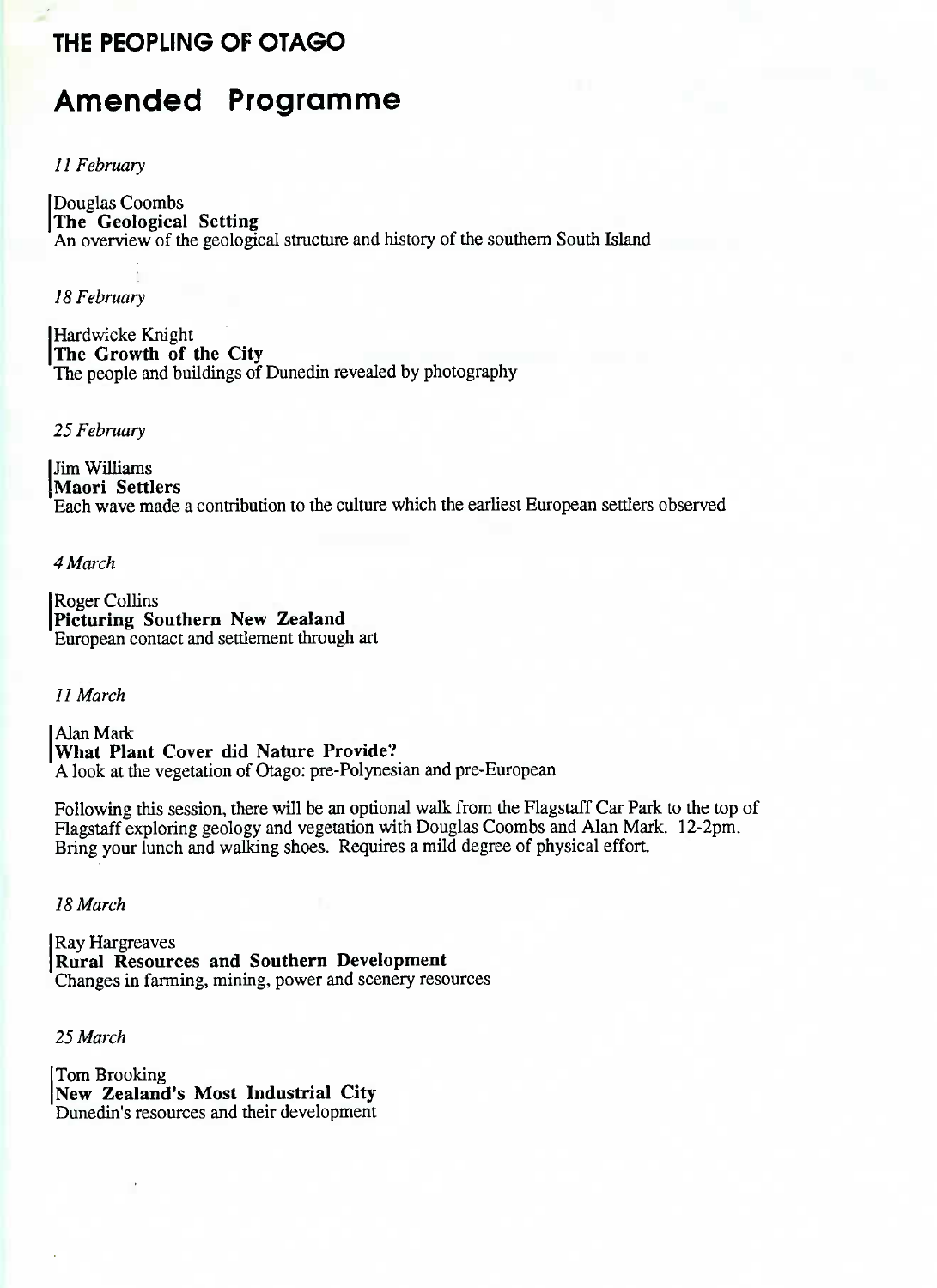# THE PEOPLING OF OTAGO

## Amended Programme

*11 February*

Douglas Coombs
**The Geological Setting**
An overview of the geological structure and history of the southern South Island

*18 February*

Hardwicke Knight
**The Growth of the City**
The people and buildings of Dunedin revealed by photography

*25 February*

Jim Williams
**Maori Settlers**
Each wave made a contribution to the culture which the earliest European settlers observed

*4 March*

Roger Collins
**Picturing Southern New Zealand**
European contact and settlement through art

*11 March*

Alan Mark
**What Plant Cover did Nature Provide?**
A look at the vegetation of Otago: pre-Polynesian and pre-European

Following this session, there will be an optional walk from the Flagstaff Car Park to the top of Flagstaff exploring geology and vegetation with Douglas Coombs and Alan Mark. 12-2pm. Bring your lunch and walking shoes. Requires a mild degree of physical effort.

*18 March*

Ray Hargreaves
**Rural Resources and Southern Development**
Changes in farming, mining, power and scenery resources

*25 March*

Tom Brooking
**New Zealand's Most Industrial City**
Dunedin's resources and their development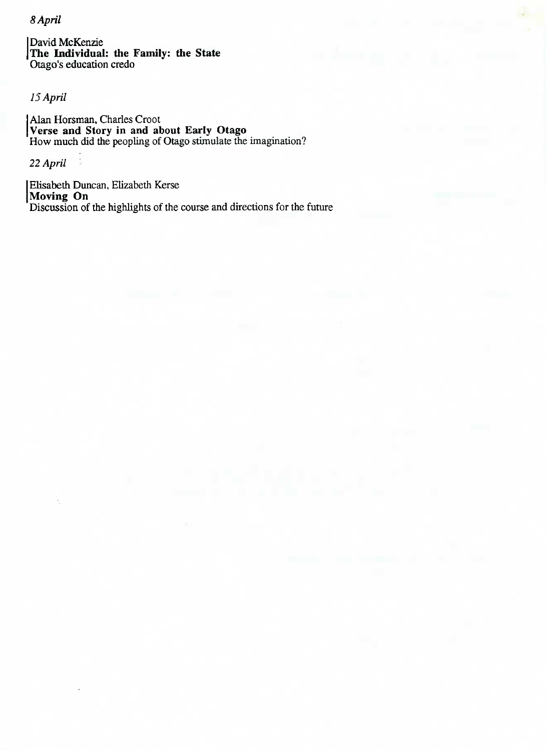*8 April*

David McKenzie
**The Individual: the Family: the State**
Otago's education credo

*15 April*

Alan Horsman, Charles Croot
**Verse and Story in and about Early Otago**
How much did the peopling of Otago stimulate the imagination?

*22 April*

Elisabeth Duncan, Elizabeth Kerse
**Moving On**
Discussion of the highlights of the course and directions for the future